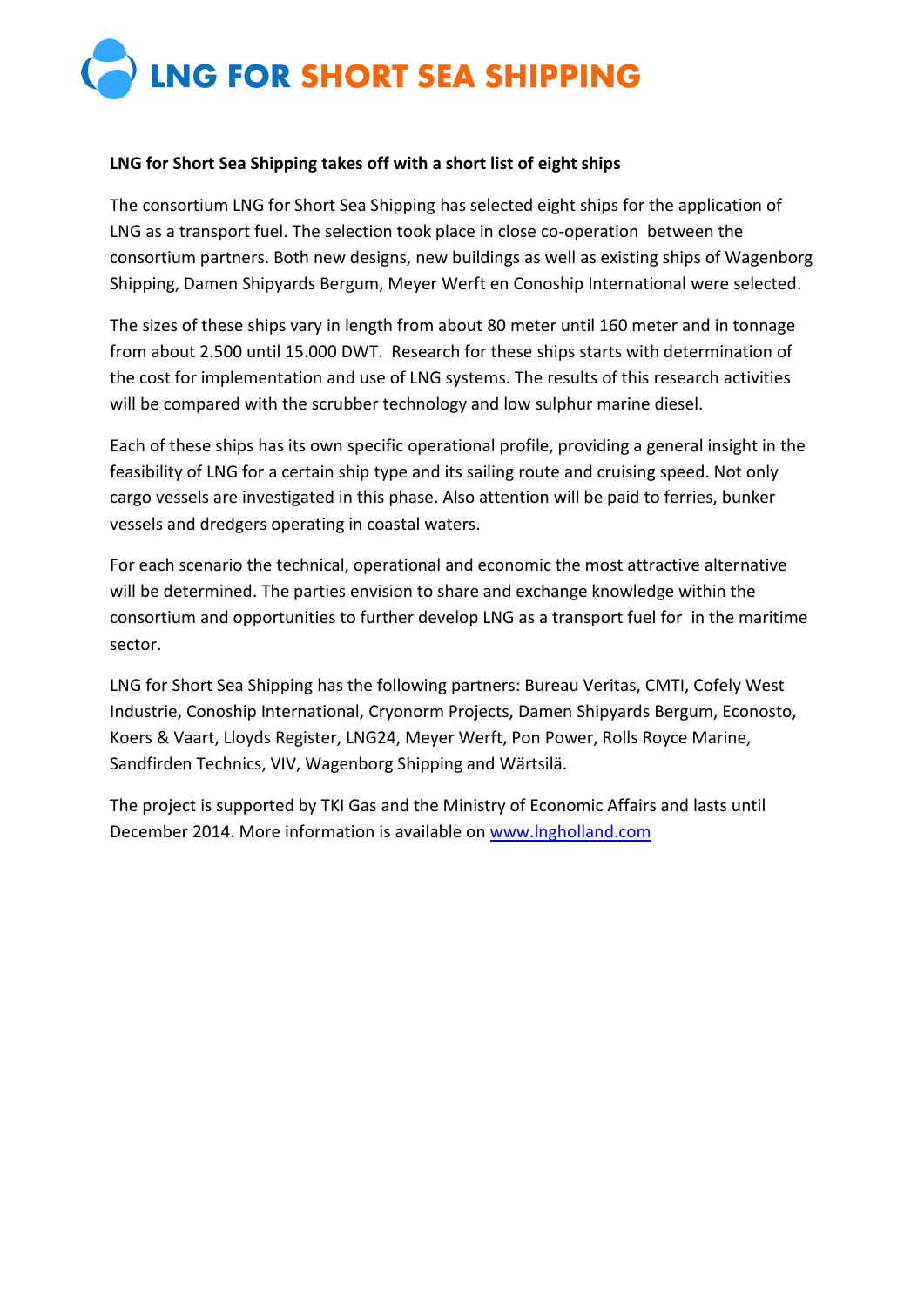# LNG FOR SHORT SEA SHIPPING

**LNG for Short Sea Shipping takes off with a short list of eight ships**

The consortium LNG for Short Sea Shipping has selected eight ships for the application of LNG as a transport fuel. The selection took place in close co-operation between the consortium partners. Both new designs, new buildings as well as existing ships of Wagenborg Shipping, Damen Shipyards Bergum, Meyer Werft en Conoship International were selected.

The sizes of these ships vary in length from about 80 meter until 160 meter and in tonnage from about 2.500 until 15.000 DWT. Research for these ships starts with determination of the cost for implementation and use of LNG systems. The results of this research activities will be compared with the scrubber technology and low sulphur marine diesel.

Each of these ships has its own specific operational profile, providing a general insight in the feasibility of LNG for a certain ship type and its sailing route and cruising speed. Not only cargo vessels are investigated in this phase. Also attention will be paid to ferries, bunker vessels and dredgers operating in coastal waters.

For each scenario the technical, operational and economic the most attractive alternative will be determined. The parties envision to share and exchange knowledge within the consortium and opportunities to further develop LNG as a transport fuel for in the maritime sector.

LNG for Short Sea Shipping has the following partners: Bureau Veritas, CMTI, Cofely West Industrie, Conoship International, Cryonorm Projects, Damen Shipyards Bergum, Econosto, Koers & Vaart, Lloyds Register, LNG24, Meyer Werft, Pon Power, Rolls Royce Marine, Sandfirden Technics, VIV, Wagenborg Shipping and Wärtsilä.

The project is supported by TKI Gas and the Ministry of Economic Affairs and lasts until December 2014. More information is available on [www.lngholland.com](http://www.lngholland.com)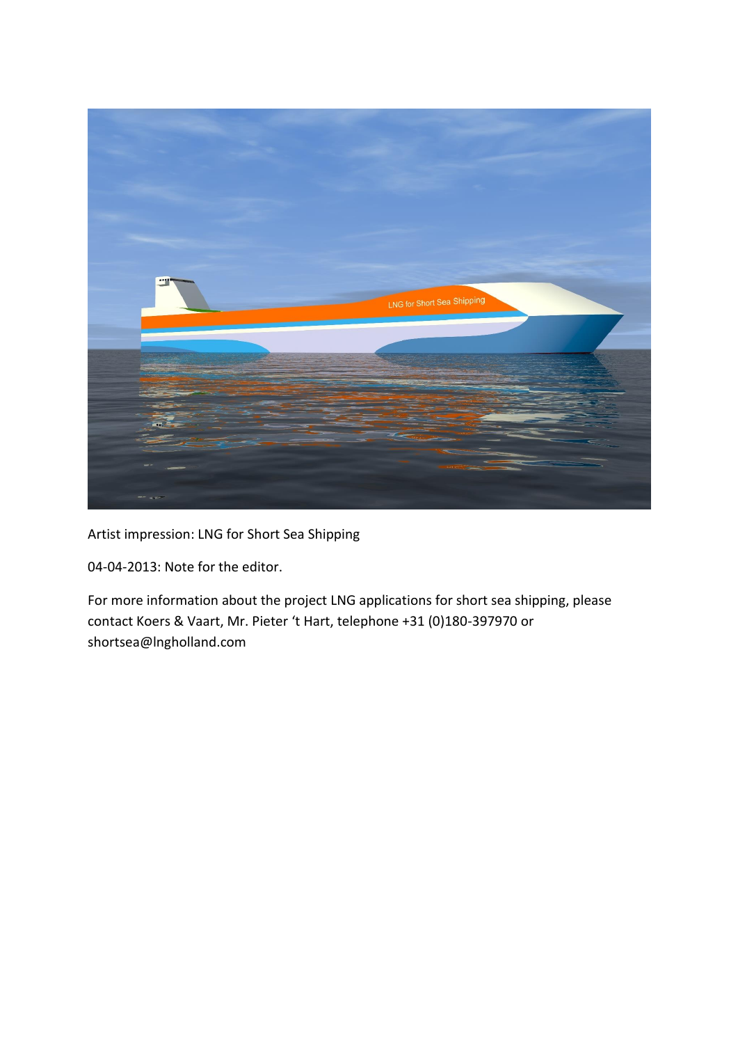Artist impression: LNG for Short Sea Shipping

04-04-2013: Note for the editor.

For more information about the project LNG applications for short sea shipping, please contact Koers & Vaart, Mr. Pieter 't Hart, telephone +31 (0)180-397970 or shortsea@lngholland.com